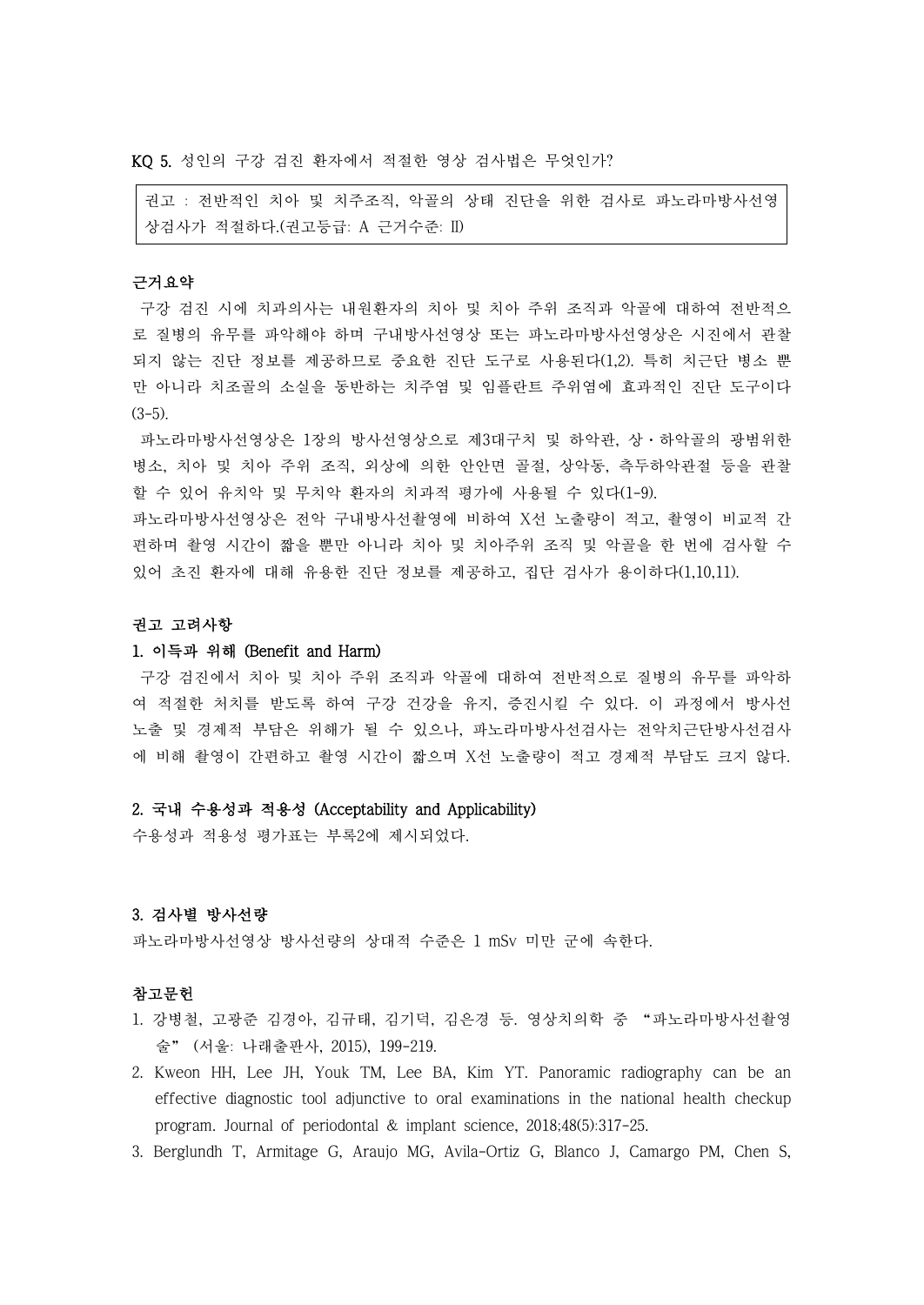KQ 5. 성인의 구강 검진 환자에서 적절한 영상 검사법은 무엇인가?

> 권고 : 전반적인 치아 및 치주조직, 악골의 상태 진단을 위한 검사로 파노라마방사선영상검사가 적절하다.(권고등급: A 근거수준: II)

**근거요약**

구강 검진 시에 치과의사는 내원환자의 치아 및 치아 주위 조직과 악골에 대하여 전반적으로 질병의 유무를 파악해야 하며 구내방사선영상 또는 파노라마방사선영상은 시진에서 관찰되지 않는 진단 정보를 제공하므로 중요한 진단 도구로 사용된다(1,2). 특히 치근단 병소 뿐만 아니라 치조골의 소실을 동반하는 치주염 및 임플란트 주위염에 효과적인 진단 도구이다(3-5).

파노라마방사선영상은 1장의 방사선영상으로 제3대구치 및 하악관, 상・하악골의 광범위한 병소, 치아 및 치아 주위 조직, 외상에 의한 안안면 골절, 상악동, 측두하악관절 등을 관찰할 수 있어 유치악 및 무치악 환자의 치과적 평가에 사용될 수 있다(1-9).

파노라마방사선영상은 전악 구내방사선촬영에 비하여 X선 노출량이 적고, 촬영이 비교적 간편하며 촬영 시간이 짧을 뿐만 아니라 치아 및 치아주위 조직 및 악골을 한 번에 검사할 수 있어 초진 환자에 대해 유용한 진단 정보를 제공하고, 집단 검사가 용이하다(1,10,11).

**권고 고려사항**

**1. 이득과 위해 (Benefit and Harm)**

구강 검진에서 치아 및 치아 주위 조직과 악골에 대하여 전반적으로 질병의 유무를 파악하여 적절한 처치를 받도록 하여 구강 건강을 유지, 증진시킬 수 있다. 이 과정에서 방사선 노출 및 경제적 부담은 위해가 될 수 있으나, 파노라마방사선검사는 전악치근단방사선검사에 비해 촬영이 간편하고 촬영 시간이 짧으며 X선 노출량이 적고 경제적 부담도 크지 않다.

**2. 국내 수용성과 적용성 (Acceptability and Applicability)**

수용성과 적용성 평가표는 부록2에 제시되었다.

**3. 검사별 방사선량**

파노라마방사선영상 방사선량의 상대적 수준은 1 mSv 미만 군에 속한다.

**참고문헌**

1. 강병철, 고광준 김경아, 김규태, 김기덕, 김은경 등. 영상치의학 중 “파노라마방사선촬영술” (서울: 나래출판사, 2015), 199-219.
2. Kweon HH, Lee JH, Youk TM, Lee BA, Kim YT. Panoramic radiography can be an effective diagnostic tool adjunctive to oral examinations in the national health checkup program. Journal of periodontal & implant science, 2018;48(5):317-25.
3. Berglundh T, Armitage G, Araujo MG, Avila-Ortiz G, Blanco J, Camargo PM, Chen S,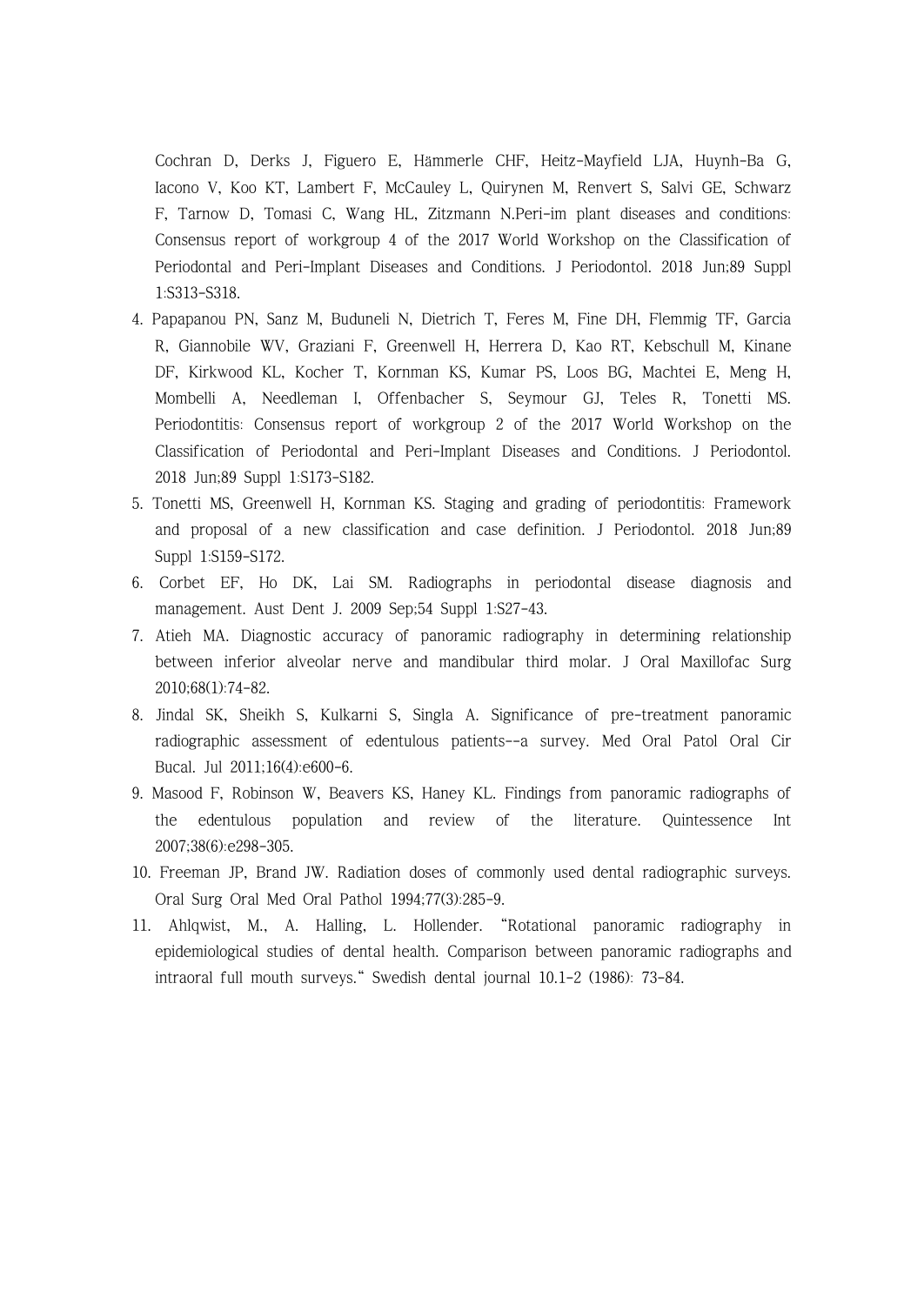Cochran D, Derks J, Figuero E, Hämmerle CHF, Heitz-Mayfield LJA, Huynh-Ba G, Iacono V, Koo KT, Lambert F, McCauley L, Quirynen M, Renvert S, Salvi GE, Schwarz F, Tarnow D, Tomasi C, Wang HL, Zitzmann N.Peri-im plant diseases and conditions: Consensus report of workgroup 4 of the 2017 World Workshop on the Classification of Periodontal and Peri-Implant Diseases and Conditions. J Periodontol. 2018 Jun;89 Suppl 1:S313-S318.

4. Papapanou PN, Sanz M, Buduneli N, Dietrich T, Feres M, Fine DH, Flemmig TF, Garcia R, Giannobile WV, Graziani F, Greenwell H, Herrera D, Kao RT, Kebschull M, Kinane DF, Kirkwood KL, Kocher T, Kornman KS, Kumar PS, Loos BG, Machtei E, Meng H, Mombelli A, Needleman I, Offenbacher S, Seymour GJ, Teles R, Tonetti MS. Periodontitis: Consensus report of workgroup 2 of the 2017 World Workshop on the Classification of Periodontal and Peri-Implant Diseases and Conditions. J Periodontol. 2018 Jun;89 Suppl 1:S173-S182.
5. Tonetti MS, Greenwell H, Kornman KS. Staging and grading of periodontitis: Framework and proposal of a new classification and case definition. J Periodontol. 2018 Jun;89 Suppl 1:S159-S172.
6. Corbet EF, Ho DK, Lai SM. Radiographs in periodontal disease diagnosis and management. Aust Dent J. 2009 Sep;54 Suppl 1:S27-43.
7. Atieh MA. Diagnostic accuracy of panoramic radiography in determining relationship between inferior alveolar nerve and mandibular third molar. J Oral Maxillofac Surg 2010;68(1):74-82.
8. Jindal SK, Sheikh S, Kulkarni S, Singla A. Significance of pre-treatment panoramic radiographic assessment of edentulous patients--a survey. Med Oral Patol Oral Cir Bucal. Jul 2011;16(4):e600-6.
9. Masood F, Robinson W, Beavers KS, Haney KL. Findings from panoramic radiographs of the edentulous population and review of the literature. Quintessence Int 2007;38(6):e298-305.
10. Freeman JP, Brand JW. Radiation doses of commonly used dental radiographic surveys. Oral Surg Oral Med Oral Pathol 1994;77(3):285-9.
11. Ahlqwist, M., A. Halling, L. Hollender. "Rotational panoramic radiography in epidemiological studies of dental health. Comparison between panoramic radiographs and intraoral full mouth surveys." Swedish dental journal 10.1-2 (1986): 73-84.